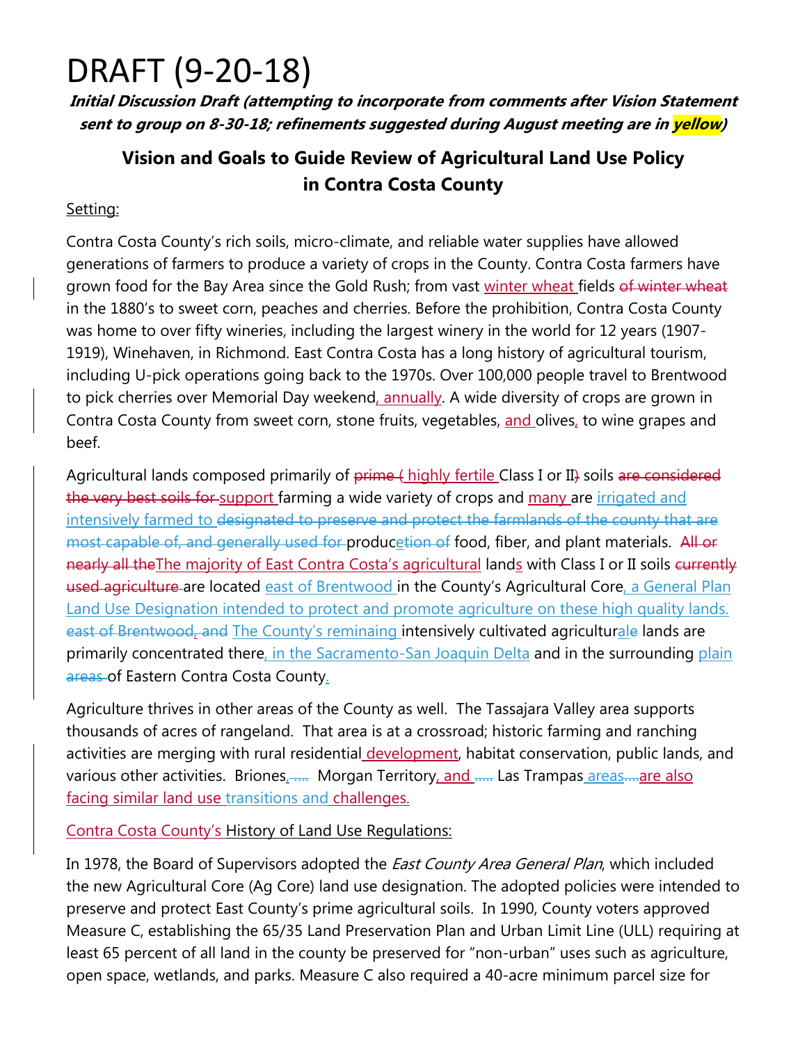# DRAFT (9-20-18)

***Initial Discussion Draft (attempting to incorporate from comments after Vision Statement sent to group on 8-30-18; refinements suggested during August meeting are in yellow)***

## Vision and Goals to Guide Review of Agricultural Land Use Policy in Contra Costa County

Setting:

Contra Costa County's rich soils, micro-climate, and reliable water supplies have allowed generations of farmers to produce a variety of crops in the County. Contra Costa farmers have grown food for the Bay Area since the Gold Rush; from vast winter wheat fields ~~of winter wheat~~ in the 1880's to sweet corn, peaches and cherries. Before the prohibition, Contra Costa County was home to over fifty wineries, including the largest winery in the world for 12 years (1907-1919), Winehaven, in Richmond. East Contra Costa has a long history of agricultural tourism, including U-pick operations going back to the 1970s. Over 100,000 people travel to Brentwood to pick cherries over Memorial Day weekend, annually. A wide diversity of crops are grown in Contra Costa County from sweet corn, stone fruits, vegetables, and olives, to wine grapes and beef.

Agricultural lands composed primarily of ~~prime (~~ highly fertile Class I or II~~)~~ soils ~~are considered the very best soils for~~ support farming a wide variety of crops and many are irrigated and intensively farmed to ~~designated to preserve and protect the farmlands of the county that are most capable of, and generally used for~~ produce~~tion of~~ food, fiber, and plant materials. ~~All or nearly all the~~The majority of East Contra Costa's agricultural lands with Class I or II soils ~~currently used agriculture~~ are located east of Brentwood in the County's Agricultural Core, a General Plan Land Use Designation intended to protect and promote agriculture on these high quality lands. ~~east of Brentwood, and~~ The County's reminaing intensively cultivated agricultural~~e~~ lands are primarily concentrated there, in the Sacramento-San Joaquin Delta and in the surrounding plain ~~areas~~ of Eastern Contra Costa County.

Agriculture thrives in other areas of the County as well. The Tassajara Valley area supports thousands of acres of rangeland. That area is at a crossroad; historic farming and ranching activities are merging with rural residential development, habitat conservation, public lands, and various other activities. Briones, ~~….~~ Morgan Territory, and ~~….~~ Las Trampas areas~~….~~are also facing similar land use transitions and challenges.

Contra Costa County's History of Land Use Regulations:

In 1978, the Board of Supervisors adopted the *East County Area General Plan*, which included the new Agricultural Core (Ag Core) land use designation. The adopted policies were intended to preserve and protect East County's prime agricultural soils. In 1990, County voters approved Measure C, establishing the 65/35 Land Preservation Plan and Urban Limit Line (ULL) requiring at least 65 percent of all land in the county be preserved for "non-urban" uses such as agriculture, open space, wetlands, and parks. Measure C also required a 40-acre minimum parcel size for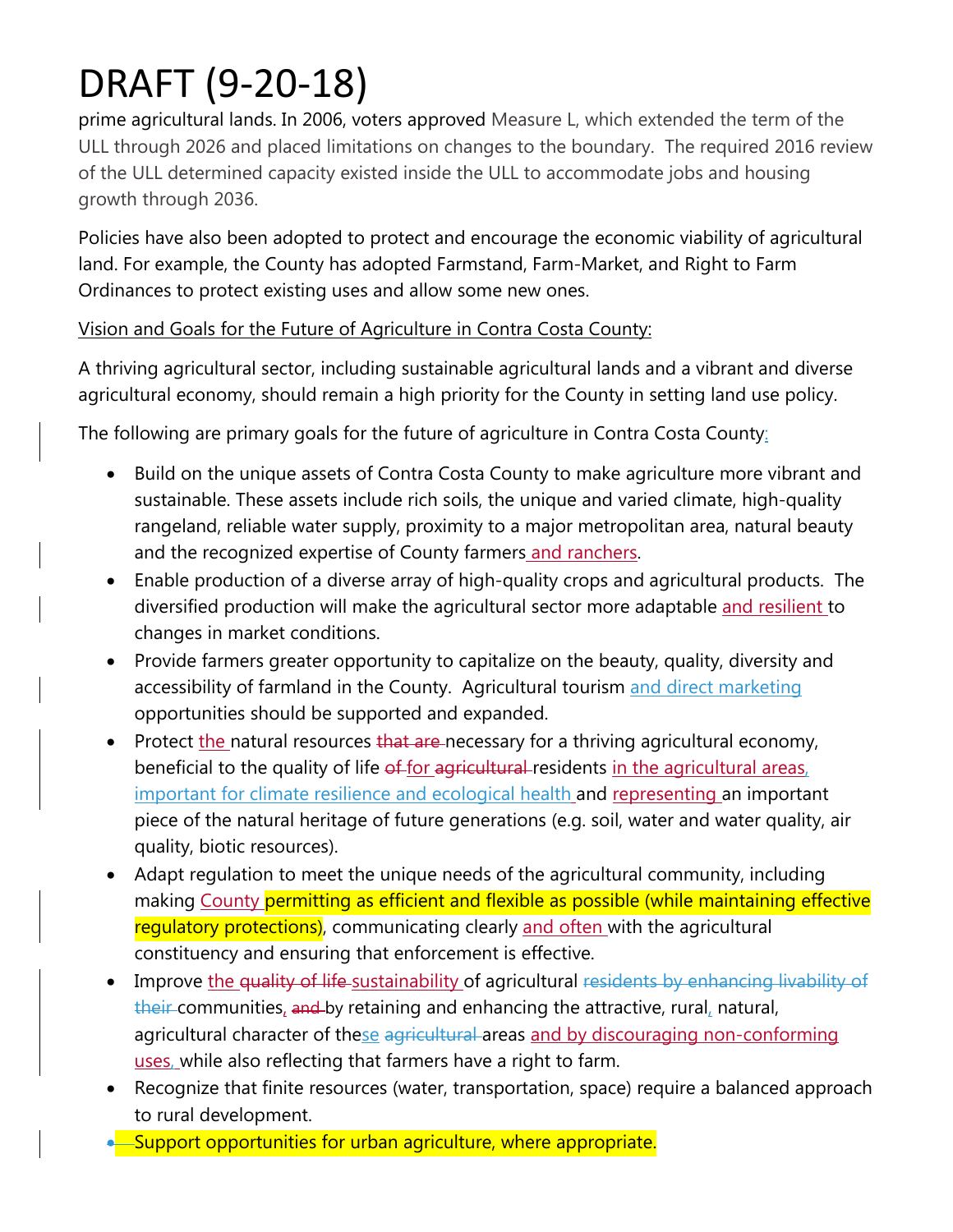prime agricultural lands. In 2006, voters approved Measure L, which extended the term of the ULL through 2026 and placed limitations on changes to the boundary. The required 2016 review of the ULL determined capacity existed inside the ULL to accommodate jobs and housing growth through 2036.

Policies have also been adopted to protect and encourage the economic viability of agricultural land. For example, the County has adopted Farmstand, Farm-Market, and Right to Farm Ordinances to protect existing uses and allow some new ones.

### Vision and Goals for the Future of Agriculture in Contra Costa County:

A thriving agricultural sector, including sustainable agricultural lands and a vibrant and diverse agricultural economy, should remain a high priority for the County in setting land use policy.

The following are primary goals for the future of agriculture in Contra Costa County:

- Build on the unique assets of Contra Costa County to make agriculture more vibrant and sustainable. These assets include rich soils, the unique and varied climate, high-quality rangeland, reliable water supply, proximity to a major metropolitan area, natural beauty and the recognized expertise of County farmers and ranchers.
- Enable production of a diverse array of high-quality crops and agricultural products. The diversified production will make the agricultural sector more adaptable and resilient to changes in market conditions.
- Provide farmers greater opportunity to capitalize on the beauty, quality, diversity and accessibility of farmland in the County. Agricultural tourism and direct marketing opportunities should be supported and expanded.
- Protect the natural resources ~~that are~~ necessary for a thriving agricultural economy, beneficial to the quality of life ~~of~~ for ~~agricultural~~ residents in the agricultural areas, important for climate resilience and ecological health and representing an important piece of the natural heritage of future generations (e.g. soil, water and water quality, air quality, biotic resources).
- Adapt regulation to meet the unique needs of the agricultural community, including making County permitting as efficient and flexible as possible (while maintaining effective regulatory protections), communicating clearly and often with the agricultural constituency and ensuring that enforcement is effective.
- Improve the ~~quality of life~~ sustainability of agricultural ~~residents by enhancing livability of their~~ communities, ~~and~~ by retaining and enhancing the attractive, rural, natural, agricultural character of these ~~agricultural~~ areas and by discouraging non-conforming uses, while also reflecting that farmers have a right to farm.
- Recognize that finite resources (water, transportation, space) require a balanced approach to rural development.
- Support opportunities for urban agriculture, where appropriate.